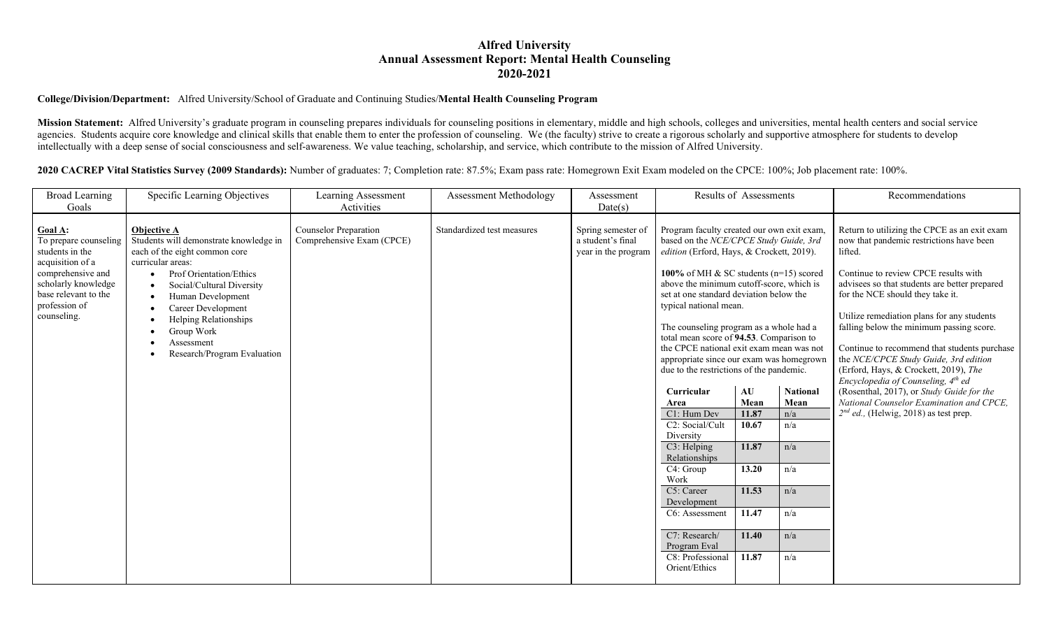# Alfred University
## Annual Assessment Report: Mental Health Counseling
## 2020-2021

**College/Division/Department:** Alfred University/School of Graduate and Continuing Studies/**Mental Health Counseling Program**

**Mission Statement:** Alfred University's graduate program in counseling prepares individuals for counseling positions in elementary, middle and high schools, colleges and universities, mental health centers and social service agencies. Students acquire core knowledge and clinical skills that enable them to enter the profession of counseling. We (the faculty) strive to create a rigorous scholarly and supportive atmosphere for students to develop intellectually with a deep sense of social consciousness and self-awareness. We value teaching, scholarship, and service, which contribute to the mission of Alfred University.

**2020 CACREP Vital Statistics Survey (2009 Standards):** Number of graduates: 7; Completion rate: 87.5%; Exam pass rate: Homegrown Exit Exam modeled on the CPCE: 100%; Job placement rate: 100%.

| Broad Learning Goals | Specific Learning Objectives | Learning Assessment Activities | Assessment Methodology | Assessment Date(s) | Results of Assessments | Recommendations |
|---|---|---|---|---|---|---|
| **Goal A:** To prepare counseling students in the acquisition of a comprehensive and scholarly knowledge base relevant to the profession of counseling. | **Objective A** Students will demonstrate knowledge in each of the eight common core curricular areas: <br>• Prof Orientation/Ethics <br>• Social/Cultural Diversity <br>• Human Development <br>• Career Development <br>• Helping Relationships <br>• Group Work <br>• Assessment <br>• Research/Program Evaluation | Counselor Preparation Comprehensive Exam (CPCE) | Standardized test measures | Spring semester of a student's final year in the program | Program faculty created our own exit exam, based on the *NCE/CPCE Study Guide, 3rd edition* (Erford, Hays, & Crockett, 2019). <br><br>**100%** of MH & SC students (n=15) scored above the minimum cutoff-score, which is set at one standard deviation below the typical national mean. <br><br>The counseling program as a whole had a total mean score of **94.53**. Comparison to the CPCE national exit exam mean was not appropriate since our exam was homegrown due to the restrictions of the pandemic. <br><br>**Curricular Area** / **AU Mean** / **National Mean** <br>C1: Hum Dev / **11.87** / n/a <br>C2: Social/Cult Diversity / **10.67** / n/a <br>C3: Helping Relationships / **11.87** / n/a <br>C4: Group Work / **13.20** / n/a <br>C5: Career Development / **11.53** / n/a <br>C6: Assessment / **11.47** / n/a <br>C7: Research/ Program Eval / **11.40** / n/a <br>C8: Professional Orient/Ethics / **11.87** / n/a | Return to utilizing the CPCE as an exit exam now that pandemic restrictions have been lifted. <br><br>Continue to review CPCE results with advisees so that students are better prepared for the NCE should they take it. <br><br>Utilize remediation plans for any students falling below the minimum passing score. <br><br>Continue to recommend that students purchase the *NCE/CPCE Study Guide, 3rd edition* (Erford, Hays, & Crockett, 2019), *The Encyclopedia of Counseling, 4th ed* (Rosenthal, 2017), or *Study Guide for the National Counselor Examination and CPCE, 2nd ed.,* (Helwig, 2018) as test prep. |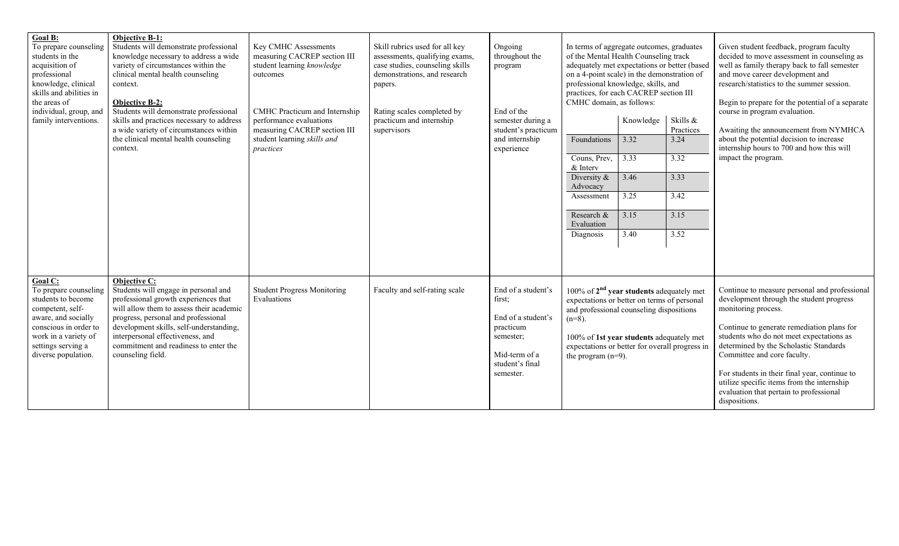| | | | | | | |
|---|---|---|---|---|---|---|
| **Goal B:**<br>To prepare counseling students in the acquisition of professional knowledge, clinical skills and abilities in the areas of individual, group, and family interventions. | **Objective B-1:**<br>Students will demonstrate professional knowledge necessary to address a wide variety of circumstances within the clinical mental health counseling context.<br><br>**Objective B-2:**<br>Students will demonstrate professional skills and practices necessary to address a wide variety of circumstances within the clinical mental health counseling context. | Key CMHC Assessments measuring CACREP section III student learning *knowledge* outcomes<br><br>CMHC Practicum and Internship performance evaluations measuring CACREP section III student learning *skills and practices* | Skill rubrics used for all key assessments, qualifying exams, case studies, counseling skills demonstrations, and research papers.<br><br>Rating scales completed by practicum and internship supervisors | Ongoing throughout the program<br><br>End of the semester during a student's practicum and internship experience | In terms of aggregate outcomes, graduates of the Mental Health Counseling track adequately met expectations or better (based on a 4-point scale) in the demonstration of professional knowledge, skills, and practices, for each CACREP section III CMHC domain, as follows:<br><br>Domain / Knowledge / Skills & Practices<br>Foundations: 3.32 / 3.24<br>Couns, Prev, & Interv: 3.33 / 3.32<br>Diversity & Advocacy: 3.46 / 3.33<br>Assessment: 3.25 / 3.42<br>Research & Evaluation: 3.15 / 3.15<br>Diagnosis: 3.40 / 3.52 | Given student feedback, program faculty decided to move assessment in counseling as well as family therapy back to fall semester and move career development and research/statistics to the summer session.<br><br>Begin to prepare for the potential of a separate course in program evaluation.<br><br>Awaiting the announcement from NYMHCA about the potential decision to increase internship hours to 700 and how this will impact the program. |
| **Goal C:**<br>To prepare counseling students to become competent, self-aware, and socially conscious in order to work in a variety of settings serving a diverse population. | **Objective C:**<br>Students will engage in personal and professional growth experiences that will allow them to assess their academic progress, personal and professional development skills, self-understanding, interpersonal effectiveness, and commitment and readiness to enter the counseling field. | Student Progress Monitoring Evaluations | Faculty and self-rating scale | End of a student's first;<br><br>End of a student's practicum semester;<br><br>Mid-term of a student's final semester. | 100% of **2nd year students** adequately met expectations or better on terms of personal and professional counseling dispositions (n=8).<br><br>100% of **1st year students** adequately met expectations or better for overall progress in the program (n=9). | Continue to measure personal and professional development through the student progress monitoring process.<br><br>Continue to generate remediation plans for students who do not meet expectations as determined by the Scholastic Standards Committee and core faculty.<br><br>For students in their final year, continue to utilize specific items from the internship evaluation that pertain to professional dispositions. |